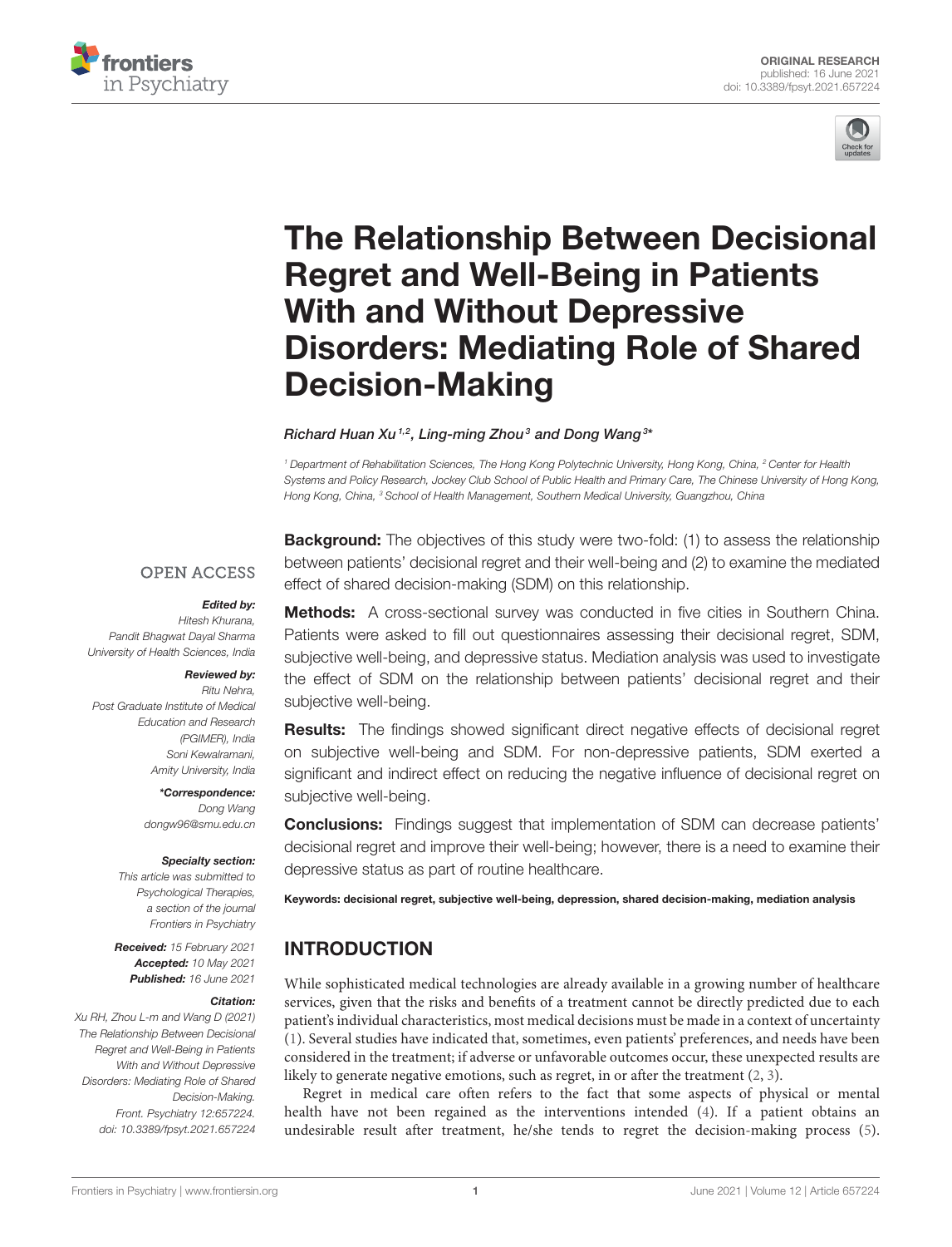ORIGINAL RESEARCH
published: 16 June 2021
doi: 10.3389/fpsyt.2021.657224

# The Relationship Between Decisional Regret and Well-Being in Patients With and Without Depressive Disorders: Mediating Role of Shared Decision-Making

*Richard Huan Xu*[1,2], *Ling-ming Zhou*[3] and *Dong Wang*[3]*

[1] Department of Rehabilitation Sciences, The Hong Kong Polytechnic University, Hong Kong, China, [2] Center for Health Systems and Policy Research, Jockey Club School of Public Health and Primary Care, The Chinese University of Hong Kong, Hong Kong, China, [3] School of Health Management, Southern Medical University, Guangzhou, China

OPEN ACCESS

***Edited by:***
*Hitesh Khurana,
Pandit Bhagwat Dayal Sharma University of Health Sciences, India*

***Reviewed by:***
*Ritu Nehra,
Post Graduate Institute of Medical Education and Research (PGIMER), India
Soni Kewalramani,
Amity University, India*

***\*Correspondence:***
*Dong Wang
dongw96@smu.edu.cn*

***Specialty section:***
*This article was submitted to Psychological Therapies, a section of the journal Frontiers in Psychiatry*

***Received:*** *15 February 2021*
***Accepted:*** *10 May 2021*
***Published:*** *16 June 2021*

***Citation:***
*Xu RH, Zhou L-m and Wang D (2021) The Relationship Between Decisional Regret and Well-Being in Patients With and Without Depressive Disorders: Mediating Role of Shared Decision-Making. Front. Psychiatry 12:657224. doi: 10.3389/fpsyt.2021.657224*

**Background:** The objectives of this study were two-fold: (1) to assess the relationship between patients' decisional regret and their well-being and (2) to examine the mediated effect of shared decision-making (SDM) on this relationship.

**Methods:** A cross-sectional survey was conducted in five cities in Southern China. Patients were asked to fill out questionnaires assessing their decisional regret, SDM, subjective well-being, and depressive status. Mediation analysis was used to investigate the effect of SDM on the relationship between patients' decisional regret and their subjective well-being.

**Results:** The findings showed significant direct negative effects of decisional regret on subjective well-being and SDM. For non-depressive patients, SDM exerted a significant and indirect effect on reducing the negative influence of decisional regret on subjective well-being.

**Conclusions:** Findings suggest that implementation of SDM can decrease patients' decisional regret and improve their well-being; however, there is a need to examine their depressive status as part of routine healthcare.

**Keywords:** decisional regret, subjective well-being, depression, shared decision-making, mediation analysis

## INTRODUCTION

While sophisticated medical technologies are already available in a growing number of healthcare services, given that the risks and benefits of a treatment cannot be directly predicted due to each patient's individual characteristics, most medical decisions must be made in a context of uncertainty (1). Several studies have indicated that, sometimes, even patients' preferences, and needs have been considered in the treatment; if adverse or unfavorable outcomes occur, these unexpected results are likely to generate negative emotions, such as regret, in or after the treatment (2, 3).

Regret in medical care often refers to the fact that some aspects of physical or mental health have not been regained as the interventions intended (4). If a patient obtains an undesirable result after treatment, he/she tends to regret the decision-making process (5).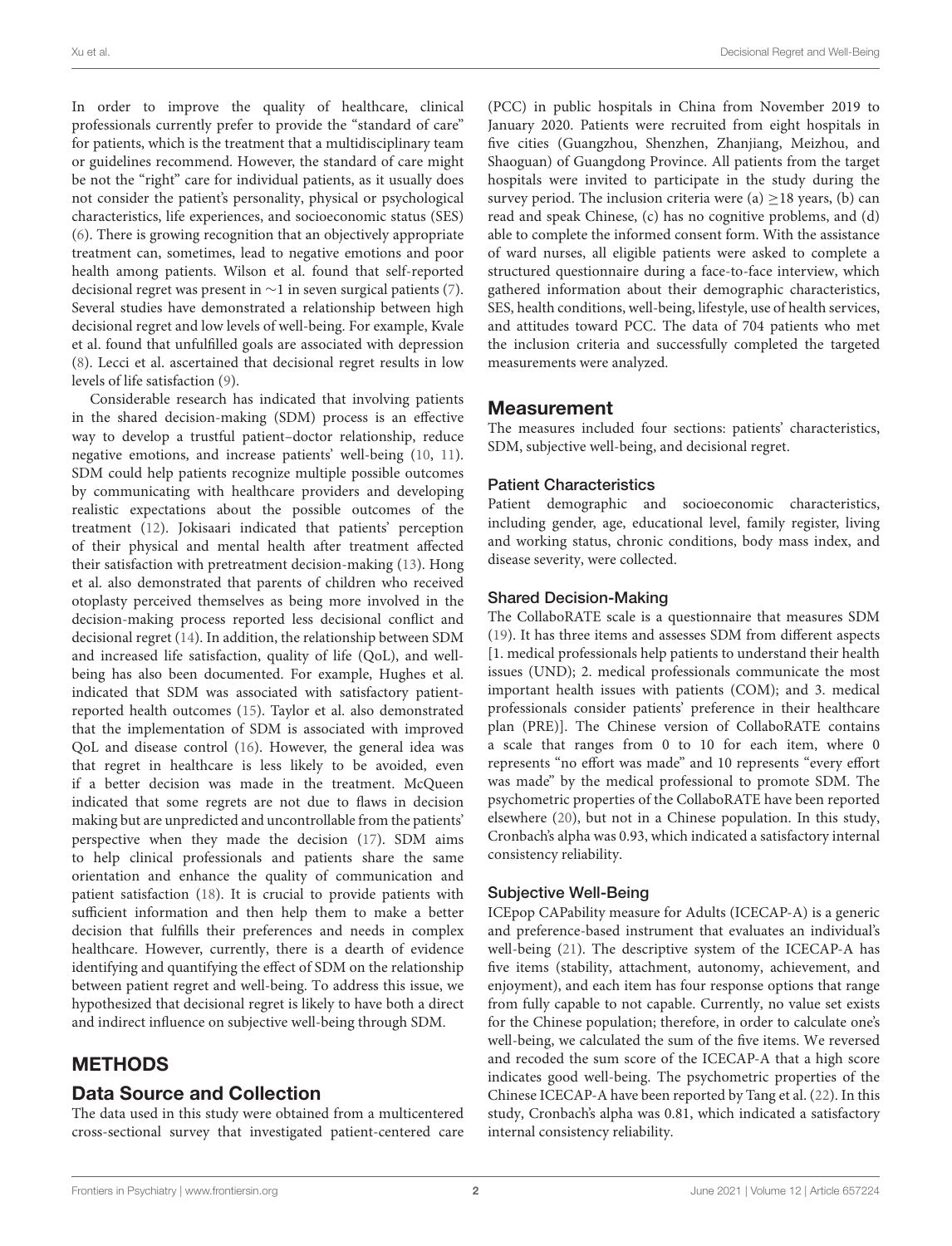In order to improve the quality of healthcare, clinical professionals currently prefer to provide the "standard of care" for patients, which is the treatment that a multidisciplinary team or guidelines recommend. However, the standard of care might be not the "right" care for individual patients, as it usually does not consider the patient's personality, physical or psychological characteristics, life experiences, and socioeconomic status (SES) (6). There is growing recognition that an objectively appropriate treatment can, sometimes, lead to negative emotions and poor health among patients. Wilson et al. found that self-reported decisional regret was present in ∼1 in seven surgical patients (7). Several studies have demonstrated a relationship between high decisional regret and low levels of well-being. For example, Kvale et al. found that unfulfilled goals are associated with depression (8). Lecci et al. ascertained that decisional regret results in low levels of life satisfaction (9).

Considerable research has indicated that involving patients in the shared decision-making (SDM) process is an effective way to develop a trustful patient–doctor relationship, reduce negative emotions, and increase patients' well-being (10, 11). SDM could help patients recognize multiple possible outcomes by communicating with healthcare providers and developing realistic expectations about the possible outcomes of the treatment (12). Jokisaari indicated that patients' perception of their physical and mental health after treatment affected their satisfaction with pretreatment decision-making (13). Hong et al. also demonstrated that parents of children who received otoplasty perceived themselves as being more involved in the decision-making process reported less decisional conflict and decisional regret (14). In addition, the relationship between SDM and increased life satisfaction, quality of life (QoL), and well-being has also been documented. For example, Hughes et al. indicated that SDM was associated with satisfactory patient-reported health outcomes (15). Taylor et al. also demonstrated that the implementation of SDM is associated with improved QoL and disease control (16). However, the general idea was that regret in healthcare is less likely to be avoided, even if a better decision was made in the treatment. McQueen indicated that some regrets are not due to flaws in decision making but are unpredicted and uncontrollable from the patients' perspective when they made the decision (17). SDM aims to help clinical professionals and patients share the same orientation and enhance the quality of communication and patient satisfaction (18). It is crucial to provide patients with sufficient information and then help them to make a better decision that fulfills their preferences and needs in complex healthcare. However, currently, there is a dearth of evidence identifying and quantifying the effect of SDM on the relationship between patient regret and well-being. To address this issue, we hypothesized that decisional regret is likely to have both a direct and indirect influence on subjective well-being through SDM.

# METHODS

## Data Source and Collection

The data used in this study were obtained from a multicentered cross-sectional survey that investigated patient-centered care (PCC) in public hospitals in China from November 2019 to January 2020. Patients were recruited from eight hospitals in five cities (Guangzhou, Shenzhen, Zhanjiang, Meizhou, and Shaoguan) of Guangdong Province. All patients from the target hospitals were invited to participate in the study during the survey period. The inclusion criteria were (a) ≥18 years, (b) can read and speak Chinese, (c) has no cognitive problems, and (d) able to complete the informed consent form. With the assistance of ward nurses, all eligible patients were asked to complete a structured questionnaire during a face-to-face interview, which gathered information about their demographic characteristics, SES, health conditions, well-being, lifestyle, use of health services, and attitudes toward PCC. The data of 704 patients who met the inclusion criteria and successfully completed the targeted measurements were analyzed.

## Measurement

The measures included four sections: patients' characteristics, SDM, subjective well-being, and decisional regret.

### Patient Characteristics

Patient demographic and socioeconomic characteristics, including gender, age, educational level, family register, living and working status, chronic conditions, body mass index, and disease severity, were collected.

### Shared Decision-Making

The CollaboRATE scale is a questionnaire that measures SDM (19). It has three items and assesses SDM from different aspects [1. medical professionals help patients to understand their health issues (UND); 2. medical professionals communicate the most important health issues with patients (COM); and 3. medical professionals consider patients' preference in their healthcare plan (PRE)]. The Chinese version of CollaboRATE contains a scale that ranges from 0 to 10 for each item, where 0 represents "no effort was made" and 10 represents "every effort was made" by the medical professional to promote SDM. The psychometric properties of the CollaboRATE have been reported elsewhere (20), but not in a Chinese population. In this study, Cronbach's alpha was 0.93, which indicated a satisfactory internal consistency reliability.

### Subjective Well-Being

ICEpop CAPability measure for Adults (ICECAP-A) is a generic and preference-based instrument that evaluates an individual's well-being (21). The descriptive system of the ICECAP-A has five items (stability, attachment, autonomy, achievement, and enjoyment), and each item has four response options that range from fully capable to not capable. Currently, no value set exists for the Chinese population; therefore, in order to calculate one's well-being, we calculated the sum of the five items. We reversed and recoded the sum score of the ICECAP-A that a high score indicates good well-being. The psychometric properties of the Chinese ICECAP-A have been reported by Tang et al. (22). In this study, Cronbach's alpha was 0.81, which indicated a satisfactory internal consistency reliability.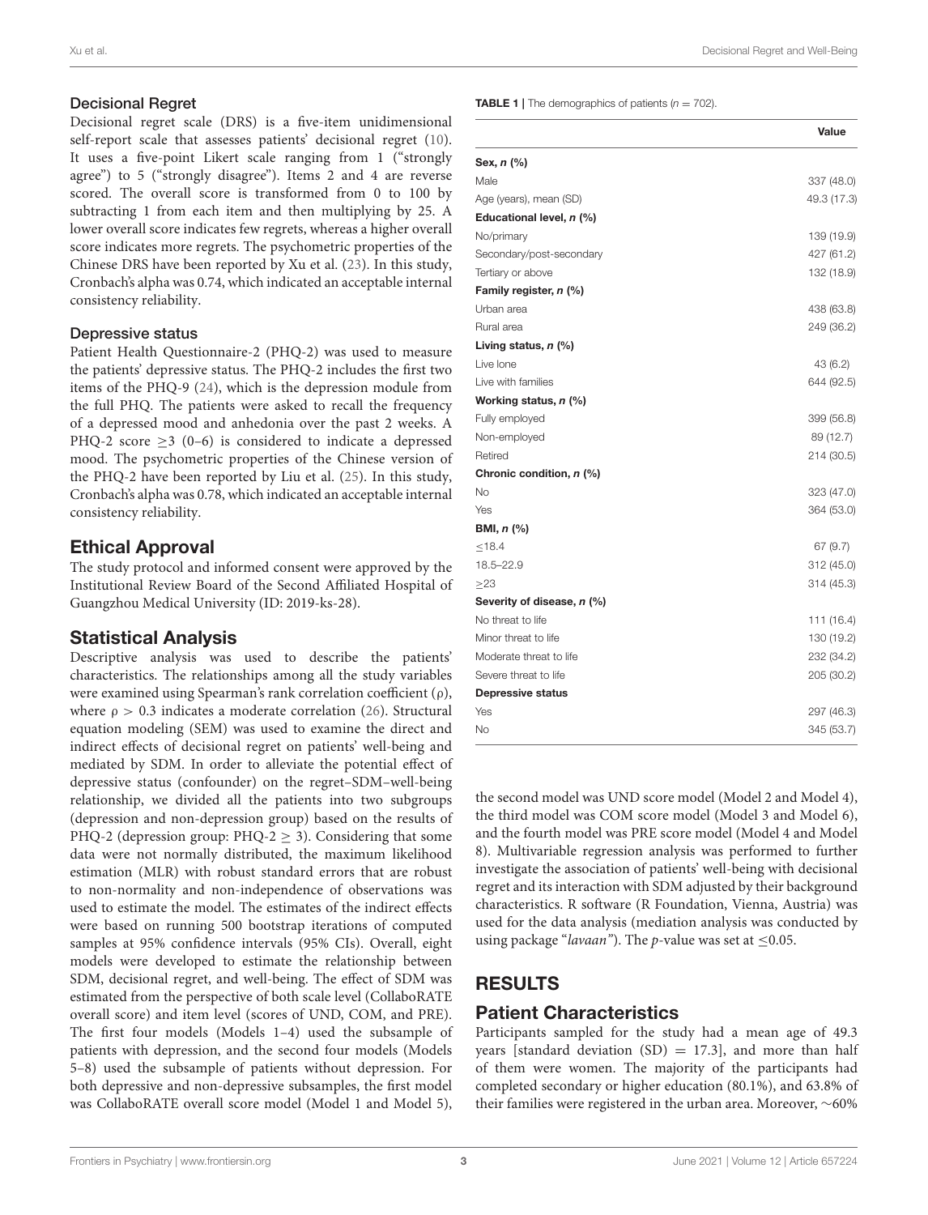### Decisional Regret

Decisional regret scale (DRS) is a five-item unidimensional self-report scale that assesses patients' decisional regret (10). It uses a five-point Likert scale ranging from 1 ("strongly agree") to 5 ("strongly disagree"). Items 2 and 4 are reverse scored. The overall score is transformed from 0 to 100 by subtracting 1 from each item and then multiplying by 25. A lower overall score indicates few regrets, whereas a higher overall score indicates more regrets. The psychometric properties of the Chinese DRS have been reported by Xu et al. (23). In this study, Cronbach's alpha was 0.74, which indicated an acceptable internal consistency reliability.

### Depressive status

Patient Health Questionnaire-2 (PHQ-2) was used to measure the patients' depressive status. The PHQ-2 includes the first two items of the PHQ-9 (24), which is the depression module from the full PHQ. The patients were asked to recall the frequency of a depressed mood and anhedonia over the past 2 weeks. A PHQ-2 score $\geq 3$ (0–6) is considered to indicate a depressed mood. The psychometric properties of the Chinese version of the PHQ-2 have been reported by Liu et al. (25). In this study, Cronbach's alpha was 0.78, which indicated an acceptable internal consistency reliability.

## Ethical Approval

The study protocol and informed consent were approved by the Institutional Review Board of the Second Affiliated Hospital of Guangzhou Medical University (ID: 2019-ks-28).

## Statistical Analysis

Descriptive analysis was used to describe the patients' characteristics. The relationships among all the study variables were examined using Spearman's rank correlation coefficient ($\rho$), where $\rho > 0.3$ indicates a moderate correlation (26). Structural equation modeling (SEM) was used to examine the direct and indirect effects of decisional regret on patients' well-being and mediated by SDM. In order to alleviate the potential effect of depressive status (confounder) on the regret–SDM–well-being relationship, we divided all the patients into two subgroups (depression and non-depression group) based on the results of PHQ-2 (depression group: PHQ-2 $\geq$ 3). Considering that some data were not normally distributed, the maximum likelihood estimation (MLR) with robust standard errors that are robust to non-normality and non-independence of observations was used to estimate the model. The estimates of the indirect effects were based on running 500 bootstrap iterations of computed samples at 95% confidence intervals (95% CIs). Overall, eight models were developed to estimate the relationship between SDM, decisional regret, and well-being. The effect of SDM was estimated from the perspective of both scale level (CollaboRATE overall score) and item level (scores of UND, COM, and PRE). The first four models (Models 1–4) used the subsample of patients with depression, and the second four models (Models 5–8) used the subsample of patients without depression. For both depressive and non-depressive subsamples, the first model was CollaboRATE overall score model (Model 1 and Model 5), the second model was UND score model (Model 2 and Model 4), the third model was COM score model (Model 3 and Model 6), and the fourth model was PRE score model (Model 4 and Model 8). Multivariable regression analysis was performed to further investigate the association of patients' well-being with decisional regret and its interaction with SDM adjusted by their background characteristics. R software (R Foundation, Vienna, Austria) was used for the data analysis (mediation analysis was conducted by using package "*lavaan*"). The *p*-value was set at $\leq$0.05.

**TABLE 1** | The demographics of patients ($n = 702$).

| | Value |
|---|---|
| **Sex, *n* (%)** | |
| Male | 337 (48.0) |
| Age (years), mean (SD) | 49.3 (17.3) |
| **Educational level, *n* (%)** | |
| No/primary | 139 (19.9) |
| Secondary/post-secondary | 427 (61.2) |
| Tertiary or above | 132 (18.9) |
| **Family register, *n* (%)** | |
| Urban area | 438 (63.8) |
| Rural area | 249 (36.2) |
| **Living status, *n* (%)** | |
| Live lone | 43 (6.2) |
| Live with families | 644 (92.5) |
| **Working status, *n* (%)** | |
| Fully employed | 399 (56.8) |
| Non-employed | 89 (12.7) |
| Retired | 214 (30.5) |
| **Chronic condition, *n* (%)** | |
| No | 323 (47.0) |
| Yes | 364 (53.0) |
| **BMI, *n* (%)** | |
| ≤18.4 | 67 (9.7) |
| 18.5–22.9 | 312 (45.0) |
| ≥23 | 314 (45.3) |
| **Severity of disease, *n* (%)** | |
| No threat to life | 111 (16.4) |
| Minor threat to life | 130 (19.2) |
| Moderate threat to life | 232 (34.2) |
| Severe threat to life | 205 (30.2) |
| **Depressive status** | |
| Yes | 297 (46.3) |
| No | 345 (53.7) |

# RESULTS

## Patient Characteristics

Participants sampled for the study had a mean age of 49.3 years [standard deviation (SD) = 17.3], and more than half of them were women. The majority of the participants had completed secondary or higher education (80.1%), and 63.8% of their families were registered in the urban area. Moreover, ~60%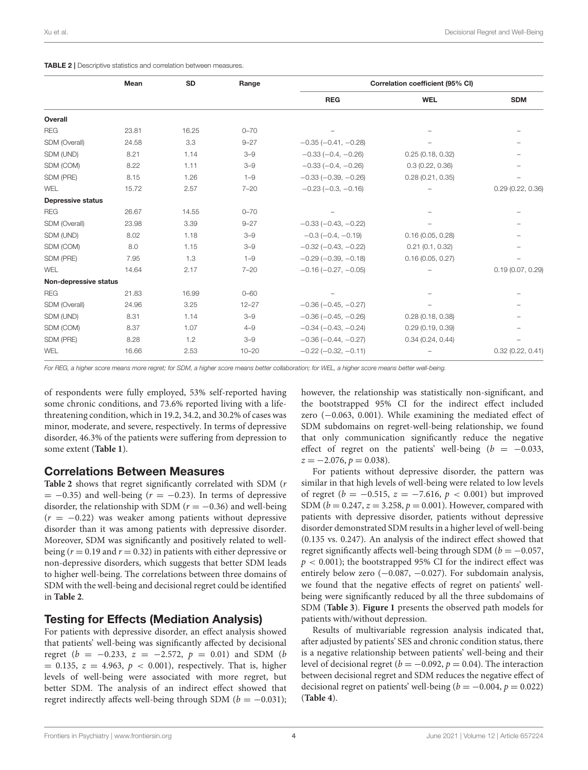**TABLE 2 |** Descriptive statistics and correlation between measures.

| | Mean | SD | Range | Correlation coefficient (95% CI) | | |
|---|---|---|---|---|---|---|
| | | | | REG | WEL | SDM |
| **Overall** | | | | | | |
| REG | 23.81 | 16.25 | 0–70 | – | – | – |
| SDM (Overall) | 24.58 | 3.3 | 9–27 | −0.35 (−0.41, −0.28) | – | – |
| SDM (UND) | 8.21 | 1.14 | 3–9 | −0.33 (−0.4, −0.26) | 0.25 (0.18, 0.32) | – |
| SDM (COM) | 8.22 | 1.11 | 3–9 | −0.33 (−0.4, −0.26) | 0.3 (0.22, 0.36) | – |
| SDM (PRE) | 8.15 | 1.26 | 1–9 | −0.33 (−0.39, −0.26) | 0.28 (0.21, 0.35) | – |
| WEL | 15.72 | 2.57 | 7–20 | −0.23 (−0.3, −0.16) | – | 0.29 (0.22, 0.36) |
| **Depressive status** | | | | | | |
| REG | 26.67 | 14.55 | 0–70 | – | – | – |
| SDM (Overall) | 23.98 | 3.39 | 9–27 | −0.33 (−0.43, −0.22) | – | – |
| SDM (UND) | 8.02 | 1.18 | 3–9 | −0.3 (−0.4, −0.19) | 0.16 (0.05, 0.28) | – |
| SDM (COM) | 8.0 | 1.15 | 3–9 | −0.32 (−0.43, −0.22) | 0.21 (0.1, 0.32) | – |
| SDM (PRE) | 7.95 | 1.3 | 1–9 | −0.29 (−0.39, −0.18) | 0.16 (0.05, 0.27) | – |
| WEL | 14.64 | 2.17 | 7–20 | −0.16 (−0.27, −0.05) | – | 0.19 (0.07, 0.29) |
| **Non-depressive status** | | | | | | |
| REG | 21.83 | 16.99 | 0–60 | – | – | – |
| SDM (Overall) | 24.96 | 3.25 | 12–27 | −0.36 (−0.45, −0.27) | – | – |
| SDM (UND) | 8.31 | 1.14 | 3–9 | −0.36 (−0.45, −0.26) | 0.28 (0.18, 0.38) | – |
| SDM (COM) | 8.37 | 1.07 | 4–9 | −0.34 (−0.43, −0.24) | 0.29 (0.19, 0.39) | – |
| SDM (PRE) | 8.28 | 1.2 | 3–9 | −0.36 (−0.44, −0.27) | 0.34 (0.24, 0.44) | – |
| WEL | 16.66 | 2.53 | 10–20 | −0.22 (−0.32, −0.11) | – | 0.32 (0.22, 0.41) |

*For REG, a higher score means more regret; for SDM, a higher score means better collaboration; for WEL, a higher score means better well-being.*

of respondents were fully employed, 53% self-reported having some chronic conditions, and 73.6% reported living with a life-threatening condition, which in 19.2, 34.2, and 30.2% of cases was minor, moderate, and severe, respectively. In terms of depressive disorder, 46.3% of the patients were suffering from depression to some extent (**Table 1**).

## Correlations Between Measures

**Table 2** shows that regret significantly correlated with SDM ($r = -0.35$) and well-being ($r = -0.23$). In terms of depressive disorder, the relationship with SDM ($r = -0.36$) and well-being ($r = -0.22$) was weaker among patients without depressive disorder than it was among patients with depressive disorder. Moreover, SDM was significantly and positively related to well-being ($r = 0.19$ and $r = 0.32$) in patients with either depressive or non-depressive disorders, which suggests that better SDM leads to higher well-being. The correlations between three domains of SDM with the well-being and decisional regret could be identified in **Table 2**.

## Testing for Effects (Mediation Analysis)

For patients with depressive disorder, an effect analysis showed that patients' well-being was significantly affected by decisional regret ($b = -0.233$, $z = -2.572$, $p = 0.01$) and SDM ($b = 0.135$, $z = 4.963$, $p < 0.001$), respectively. That is, higher levels of well-being were associated with more regret, but better SDM. The analysis of an indirect effect showed that regret indirectly affects well-being through SDM ($b = -0.031$); however, the relationship was statistically non-significant, and the bootstrapped 95% CI for the indirect effect included zero (−0.063, 0.001). While examining the mediated effect of SDM subdomains on regret-well-being relationship, we found that only communication significantly reduce the negative effect of regret on the patients' well-being ($b = -0.033$, $z = -2.076$, $p = 0.038$).

For patients without depressive disorder, the pattern was similar in that high levels of well-being were related to low levels of regret ($b = -0.515$, $z = -7.616$, $p < 0.001$) but improved SDM ($b = 0.247$, $z = 3.258$, $p = 0.001$). However, compared with patients with depressive disorder, patients without depressive disorder demonstrated SDM results in a higher level of well-being (0.135 vs. 0.247). An analysis of the indirect effect showed that regret significantly affects well-being through SDM ($b = -0.057$, $p < 0.001$); the bootstrapped 95% CI for the indirect effect was entirely below zero (−0.087, −0.027). For subdomain analysis, we found that the negative effects of regret on patients' well-being were significantly reduced by all the three subdomains of SDM (**Table 3**). **Figure 1** presents the observed path models for patients with/without depression.

Results of multivariable regression analysis indicated that, after adjusted by patients' SES and chronic condition status, there is a negative relationship between patients' well-being and their level of decisional regret ($b = -0.092$, $p = 0.04$). The interaction between decisional regret and SDM reduces the negative effect of decisional regret on patients' well-being ($b = -0.004$, $p = 0.022$) (**Table 4**).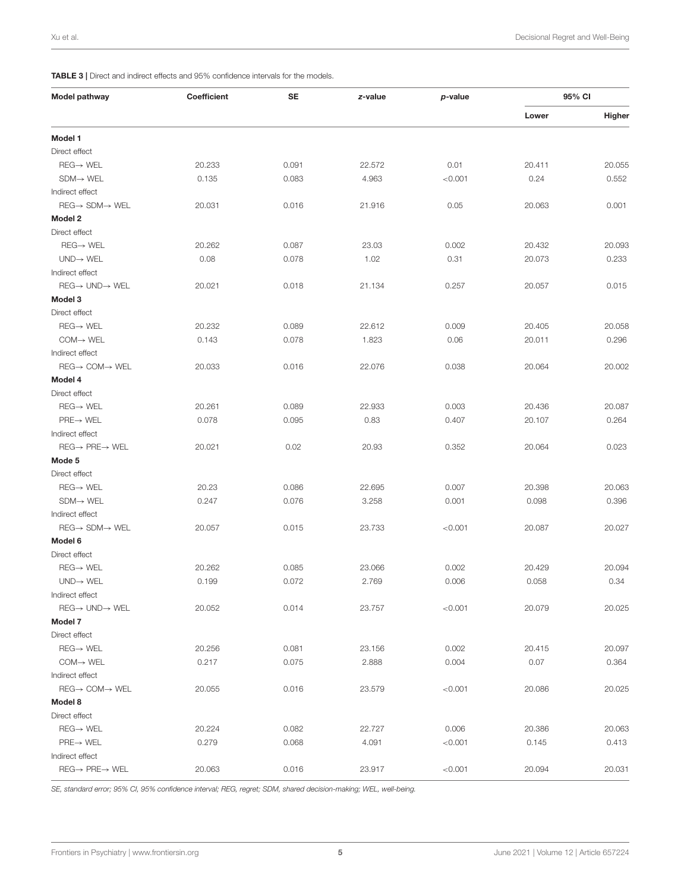**TABLE 3 |** Direct and indirect effects and 95% confidence intervals for the models.

| Model pathway | Coefficient | SE | z-value | p-value | 95% CI | |
|---|---|---|---|---|---|---|
| | | | | | Lower | Higher |
| **Model 1** | | | | | | |
| Direct effect | | | | | | |
| REG→ WEL | 20.233 | 0.091 | 22.572 | 0.01 | 20.411 | 20.055 |
| SDM→ WEL | 0.135 | 0.083 | 4.963 | <0.001 | 0.24 | 0.552 |
| Indirect effect | | | | | | |
| REG→ SDM→ WEL | 20.031 | 0.016 | 21.916 | 0.05 | 20.063 | 0.001 |
| **Model 2** | | | | | | |
| Direct effect | | | | | | |
| REG→ WEL | 20.262 | 0.087 | 23.03 | 0.002 | 20.432 | 20.093 |
| UND→ WEL | 0.08 | 0.078 | 1.02 | 0.31 | 20.073 | 0.233 |
| Indirect effect | | | | | | |
| REG→ UND→ WEL | 20.021 | 0.018 | 21.134 | 0.257 | 20.057 | 0.015 |
| **Model 3** | | | | | | |
| Direct effect | | | | | | |
| REG→ WEL | 20.232 | 0.089 | 22.612 | 0.009 | 20.405 | 20.058 |
| COM→ WEL | 0.143 | 0.078 | 1.823 | 0.06 | 20.011 | 0.296 |
| Indirect effect | | | | | | |
| REG→ COM→ WEL | 20.033 | 0.016 | 22.076 | 0.038 | 20.064 | 20.002 |
| **Model 4** | | | | | | |
| Direct effect | | | | | | |
| REG→ WEL | 20.261 | 0.089 | 22.933 | 0.003 | 20.436 | 20.087 |
| PRE→ WEL | 0.078 | 0.095 | 0.83 | 0.407 | 20.107 | 0.264 |
| Indirect effect | | | | | | |
| REG→ PRE→ WEL | 20.021 | 0.02 | 20.93 | 0.352 | 20.064 | 0.023 |
| **Mode 5** | | | | | | |
| Direct effect | | | | | | |
| REG→ WEL | 20.23 | 0.086 | 22.695 | 0.007 | 20.398 | 20.063 |
| SDM→ WEL | 0.247 | 0.076 | 3.258 | 0.001 | 0.098 | 0.396 |
| Indirect effect | | | | | | |
| REG→ SDM→ WEL | 20.057 | 0.015 | 23.733 | <0.001 | 20.087 | 20.027 |
| **Model 6** | | | | | | |
| Direct effect | | | | | | |
| REG→ WEL | 20.262 | 0.085 | 23.066 | 0.002 | 20.429 | 20.094 |
| UND→ WEL | 0.199 | 0.072 | 2.769 | 0.006 | 0.058 | 0.34 |
| Indirect effect | | | | | | |
| REG→ UND→ WEL | 20.052 | 0.014 | 23.757 | <0.001 | 20.079 | 20.025 |
| **Model 7** | | | | | | |
| Direct effect | | | | | | |
| REG→ WEL | 20.256 | 0.081 | 23.156 | 0.002 | 20.415 | 20.097 |
| COM→ WEL | 0.217 | 0.075 | 2.888 | 0.004 | 0.07 | 0.364 |
| Indirect effect | | | | | | |
| REG→ COM→ WEL | 20.055 | 0.016 | 23.579 | <0.001 | 20.086 | 20.025 |
| **Model 8** | | | | | | |
| Direct effect | | | | | | |
| REG→ WEL | 20.224 | 0.082 | 22.727 | 0.006 | 20.386 | 20.063 |
| PRE→ WEL | 0.279 | 0.068 | 4.091 | <0.001 | 0.145 | 0.413 |
| Indirect effect | | | | | | |
| REG→ PRE→ WEL | 20.063 | 0.016 | 23.917 | <0.001 | 20.094 | 20.031 |

*SE, standard error; 95% CI, 95% confidence interval; REG, regret; SDM, shared decision-making; WEL, well-being.*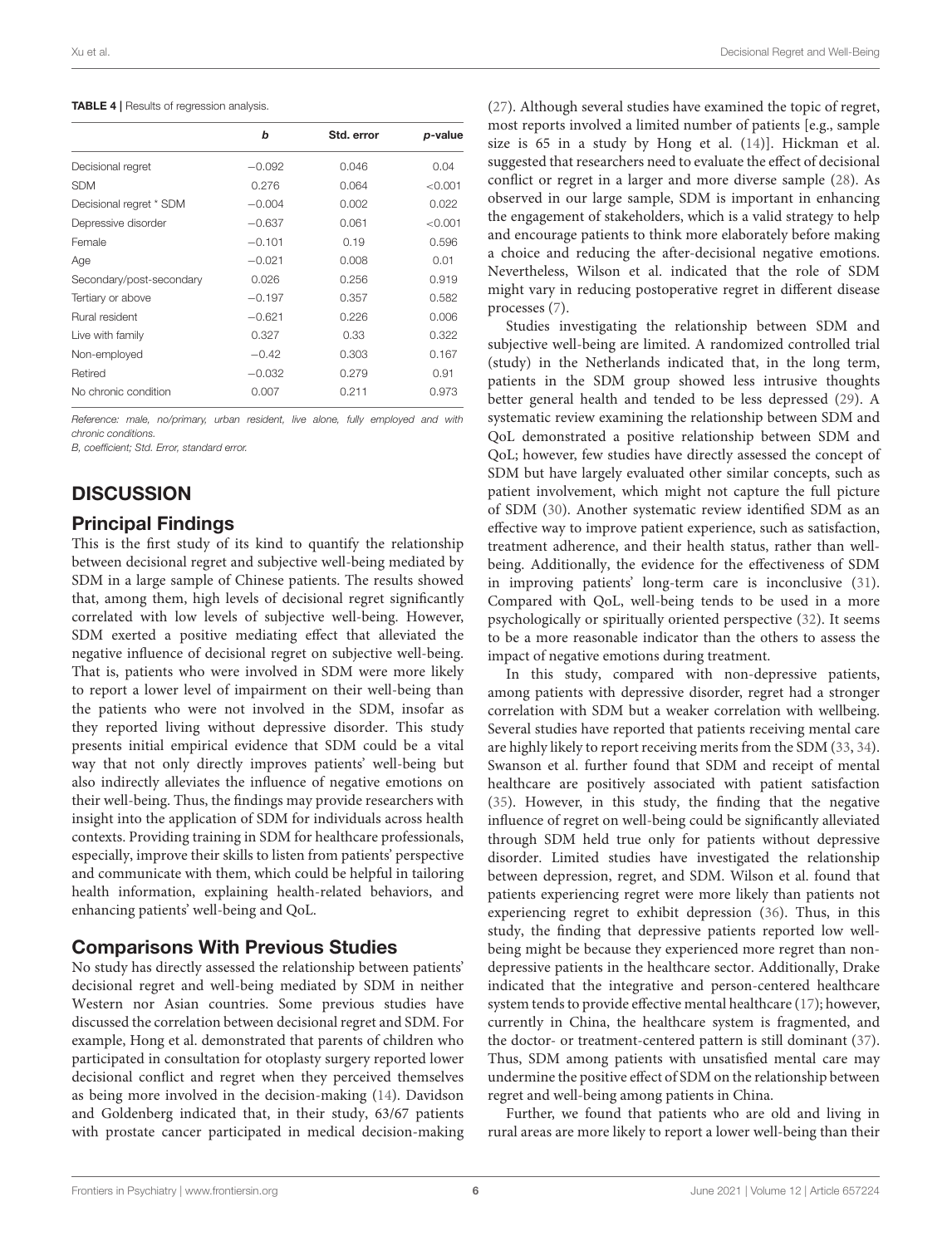**TABLE 4 |** Results of regression analysis.

| | *b* | Std. error | *p*-value |
|---|---|---|---|
| Decisional regret | −0.092 | 0.046 | 0.04 |
| SDM | 0.276 | 0.064 | <0.001 |
| Decisional regret * SDM | −0.004 | 0.002 | 0.022 |
| Depressive disorder | −0.637 | 0.061 | <0.001 |
| Female | −0.101 | 0.19 | 0.596 |
| Age | −0.021 | 0.008 | 0.01 |
| Secondary/post-secondary | 0.026 | 0.256 | 0.919 |
| Tertiary or above | −0.197 | 0.357 | 0.582 |
| Rural resident | −0.621 | 0.226 | 0.006 |
| Live with family | 0.327 | 0.33 | 0.322 |
| Non-employed | −0.42 | 0.303 | 0.167 |
| Retired | −0.032 | 0.279 | 0.91 |
| No chronic condition | 0.007 | 0.211 | 0.973 |

*Reference: male, no/primary, urban resident, live alone, fully employed and with chronic conditions.*
*B, coefficient; Std. Error, standard error.*

# DISCUSSION

## Principal Findings

This is the first study of its kind to quantify the relationship between decisional regret and subjective well-being mediated by SDM in a large sample of Chinese patients. The results showed that, among them, high levels of decisional regret significantly correlated with low levels of subjective well-being. However, SDM exerted a positive mediating effect that alleviated the negative influence of decisional regret on subjective well-being. That is, patients who were involved in SDM were more likely to report a lower level of impairment on their well-being than the patients who were not involved in the SDM, insofar as they reported living without depressive disorder. This study presents initial empirical evidence that SDM could be a vital way that not only directly improves patients' well-being but also indirectly alleviates the influence of negative emotions on their well-being. Thus, the findings may provide researchers with insight into the application of SDM for individuals across health contexts. Providing training in SDM for healthcare professionals, especially, improve their skills to listen from patients' perspective and communicate with them, which could be helpful in tailoring health information, explaining health-related behaviors, and enhancing patients' well-being and QoL.

## Comparisons With Previous Studies

No study has directly assessed the relationship between patients' decisional regret and well-being mediated by SDM in neither Western nor Asian countries. Some previous studies have discussed the correlation between decisional regret and SDM. For example, Hong et al. demonstrated that parents of children who participated in consultation for otoplasty surgery reported lower decisional conflict and regret when they perceived themselves as being more involved in the decision-making (14). Davidson and Goldenberg indicated that, in their study, 63/67 patients with prostate cancer participated in medical decision-making (27). Although several studies have examined the topic of regret, most reports involved a limited number of patients [e.g., sample size is 65 in a study by Hong et al. (14)]. Hickman et al. suggested that researchers need to evaluate the effect of decisional conflict or regret in a larger and more diverse sample (28). As observed in our large sample, SDM is important in enhancing the engagement of stakeholders, which is a valid strategy to help and encourage patients to think more elaborately before making a choice and reducing the after-decisional negative emotions. Nevertheless, Wilson et al. indicated that the role of SDM might vary in reducing postoperative regret in different disease processes (7).

Studies investigating the relationship between SDM and subjective well-being are limited. A randomized controlled trial (study) in the Netherlands indicated that, in the long term, patients in the SDM group showed less intrusive thoughts better general health and tended to be less depressed (29). A systematic review examining the relationship between SDM and QoL demonstrated a positive relationship between SDM and QoL; however, few studies have directly assessed the concept of SDM but have largely evaluated other similar concepts, such as patient involvement, which might not capture the full picture of SDM (30). Another systematic review identified SDM as an effective way to improve patient experience, such as satisfaction, treatment adherence, and their health status, rather than well-being. Additionally, the evidence for the effectiveness of SDM in improving patients' long-term care is inconclusive (31). Compared with QoL, well-being tends to be used in a more psychologically or spiritually oriented perspective (32). It seems to be a more reasonable indicator than the others to assess the impact of negative emotions during treatment.

In this study, compared with non-depressive patients, among patients with depressive disorder, regret had a stronger correlation with SDM but a weaker correlation with wellbeing. Several studies have reported that patients receiving mental care are highly likely to report receiving merits from the SDM (33, 34). Swanson et al. further found that SDM and receipt of mental healthcare are positively associated with patient satisfaction (35). However, in this study, the finding that the negative influence of regret on well-being could be significantly alleviated through SDM held true only for patients without depressive disorder. Limited studies have investigated the relationship between depression, regret, and SDM. Wilson et al. found that patients experiencing regret were more likely than patients not experiencing regret to exhibit depression (36). Thus, in this study, the finding that depressive patients reported low well-being might be because they experienced more regret than non-depressive patients in the healthcare sector. Additionally, Drake indicated that the integrative and person-centered healthcare system tends to provide effective mental healthcare (17); however, currently in China, the healthcare system is fragmented, and the doctor- or treatment-centered pattern is still dominant (37). Thus, SDM among patients with unsatisfied mental care may undermine the positive effect of SDM on the relationship between regret and well-being among patients in China.

Further, we found that patients who are old and living in rural areas are more likely to report a lower well-being than their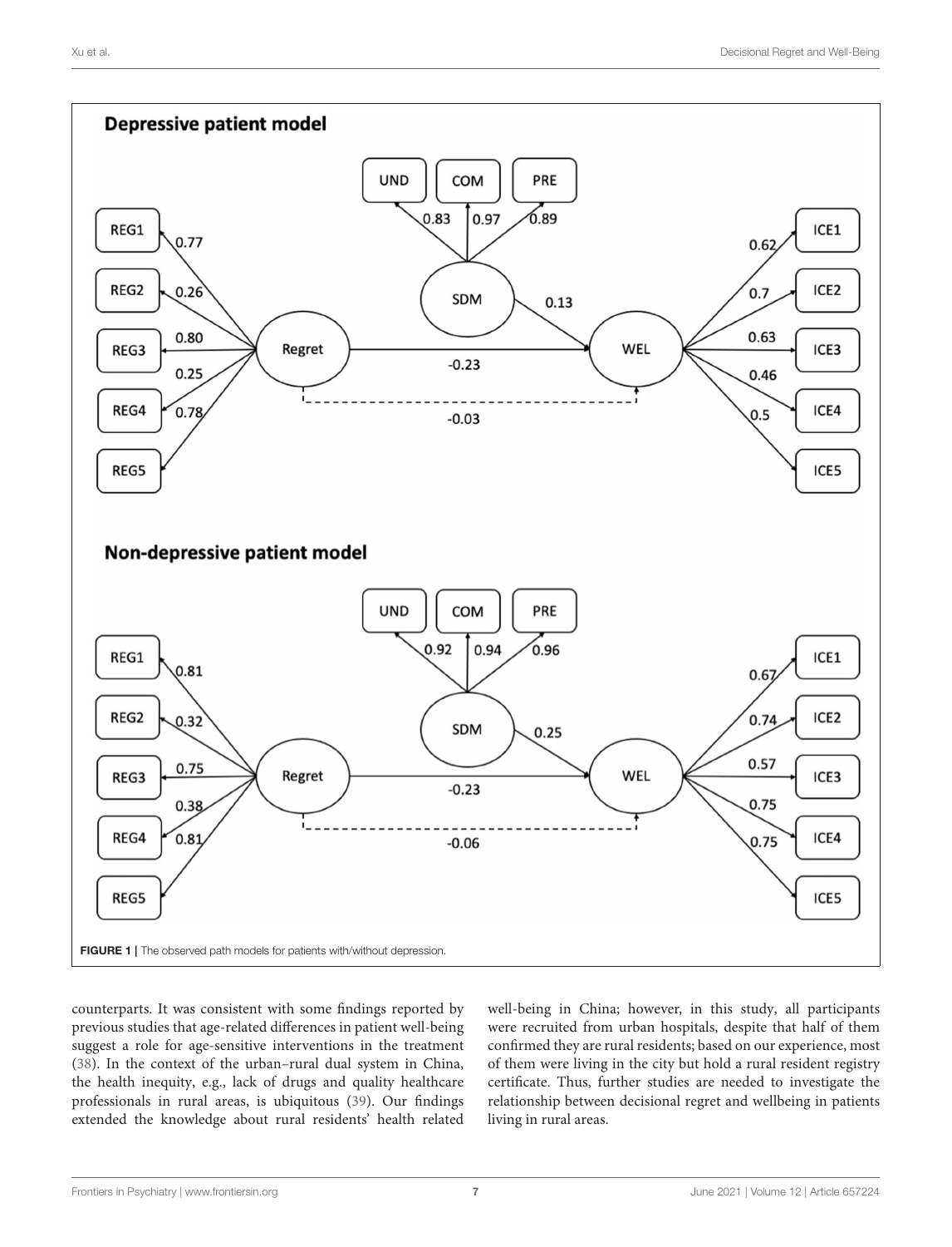FIGURE 1 | The observed path models for patients with/without depression.

counterparts. It was consistent with some findings reported by previous studies that age-related differences in patient well-being suggest a role for age-sensitive interventions in the treatment (38). In the context of the urban–rural dual system in China, the health inequity, e.g., lack of drugs and quality healthcare professionals in rural areas, is ubiquitous (39). Our findings extended the knowledge about rural residents' health related well-being in China; however, in this study, all participants were recruited from urban hospitals, despite that half of them confirmed they are rural residents; based on our experience, most of them were living in the city but hold a rural resident registry certificate. Thus, further studies are needed to investigate the relationship between decisional regret and wellbeing in patients living in rural areas.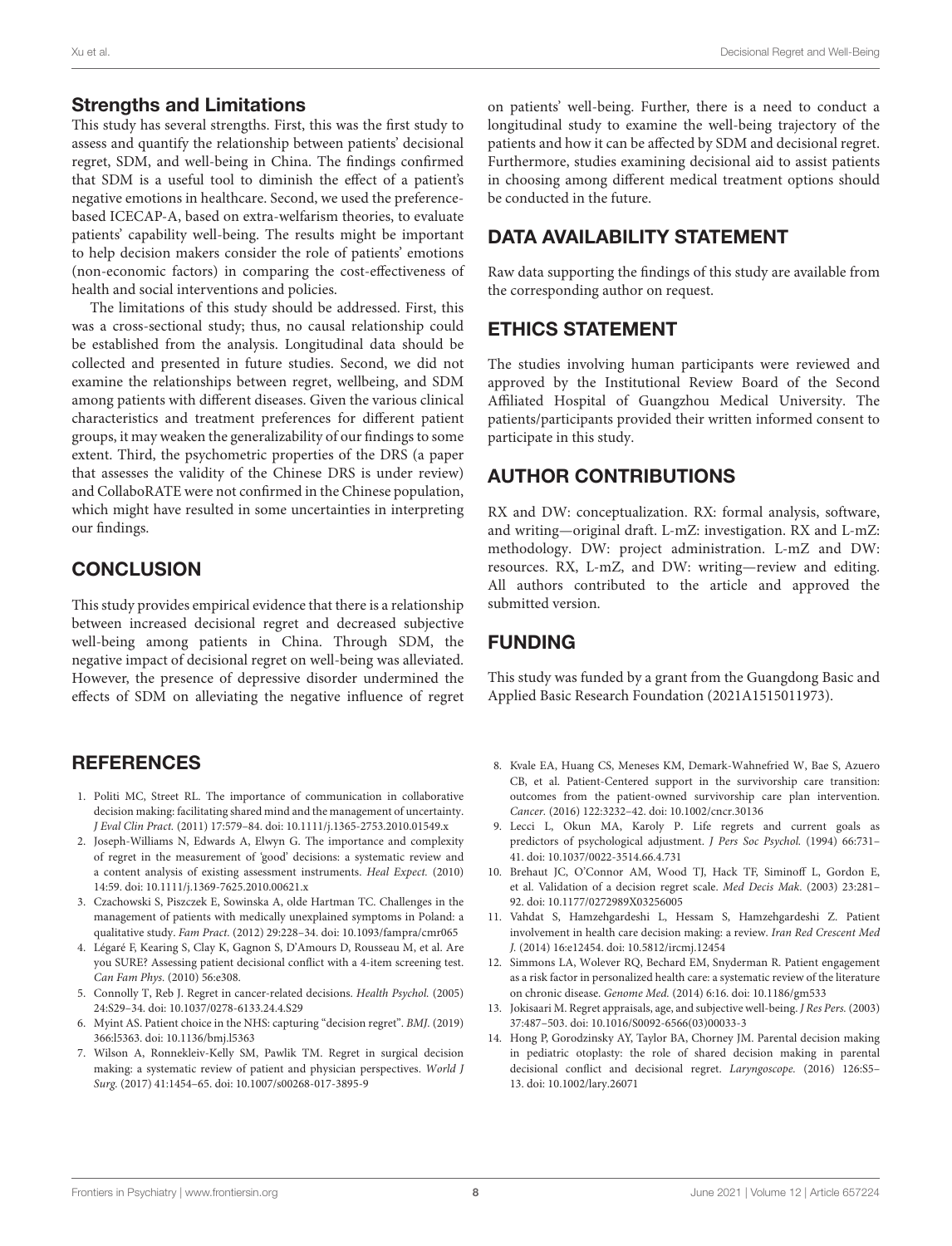## Strengths and Limitations

This study has several strengths. First, this was the first study to assess and quantify the relationship between patients' decisional regret, SDM, and well-being in China. The findings confirmed that SDM is a useful tool to diminish the effect of a patient's negative emotions in healthcare. Second, we used the preference-based ICECAP-A, based on extra-welfarism theories, to evaluate patients' capability well-being. The results might be important to help decision makers consider the role of patients' emotions (non-economic factors) in comparing the cost-effectiveness of health and social interventions and policies.

The limitations of this study should be addressed. First, this was a cross-sectional study; thus, no causal relationship could be established from the analysis. Longitudinal data should be collected and presented in future studies. Second, we did not examine the relationships between regret, wellbeing, and SDM among patients with different diseases. Given the various clinical characteristics and treatment preferences for different patient groups, it may weaken the generalizability of our findings to some extent. Third, the psychometric properties of the DRS (a paper that assesses the validity of the Chinese DRS is under review) and CollaboRATE were not confirmed in the Chinese population, which might have resulted in some uncertainties in interpreting our findings.

## CONCLUSION

This study provides empirical evidence that there is a relationship between increased decisional regret and decreased subjective well-being among patients in China. Through SDM, the negative impact of decisional regret on well-being was alleviated. However, the presence of depressive disorder undermined the effects of SDM on alleviating the negative influence of regret on patients' well-being. Further, there is a need to conduct a longitudinal study to examine the well-being trajectory of the patients and how it can be affected by SDM and decisional regret. Furthermore, studies examining decisional aid to assist patients in choosing among different medical treatment options should be conducted in the future.

## DATA AVAILABILITY STATEMENT

Raw data supporting the findings of this study are available from the corresponding author on request.

## ETHICS STATEMENT

The studies involving human participants were reviewed and approved by the Institutional Review Board of the Second Affiliated Hospital of Guangzhou Medical University. The patients/participants provided their written informed consent to participate in this study.

## AUTHOR CONTRIBUTIONS

RX and DW: conceptualization. RX: formal analysis, software, and writing—original draft. L-mZ: investigation. RX and L-mZ: methodology. DW: project administration. L-mZ and DW: resources. RX, L-mZ, and DW: writing—review and editing. All authors contributed to the article and approved the submitted version.

## FUNDING

This study was funded by a grant from the Guangdong Basic and Applied Basic Research Foundation (2021A1515011973).

## REFERENCES

1. Politi MC, Street RL. The importance of communication in collaborative decision making: facilitating shared mind and the management of uncertainty. *J Eval Clin Pract.* (2011) 17:579–84. doi: 10.1111/j.1365-2753.2010.01549.x
2. Joseph-Williams N, Edwards A, Elwyn G. The importance and complexity of regret in the measurement of 'good' decisions: a systematic review and a content analysis of existing assessment instruments. *Heal Expect.* (2010) 14:59. doi: 10.1111/j.1369-7625.2010.00621.x
3. Czachowski S, Piszczek E, Sowinska A, olde Hartman TC. Challenges in the management of patients with medically unexplained symptoms in Poland: a qualitative study. *Fam Pract.* (2012) 29:228–34. doi: 10.1093/fampra/cmr065
4. Légaré F, Kearing S, Clay K, Gagnon S, D'Amours D, Rousseau M, et al. Are you SURE? Assessing patient decisional conflict with a 4-item screening test. *Can Fam Phys.* (2010) 56:e308.
5. Connolly T, Reb J. Regret in cancer-related decisions. *Health Psychol.* (2005) 24:S29–34. doi: 10.1037/0278-6133.24.4.S29
6. Myint AS. Patient choice in the NHS: capturing "decision regret". *BMJ.* (2019) 366:l5363. doi: 10.1136/bmj.l5363
7. Wilson A, Ronnekleiv-Kelly SM, Pawlik TM. Regret in surgical decision making: a systematic review of patient and physician perspectives. *World J Surg.* (2017) 41:1454–65. doi: 10.1007/s00268-017-3895-9
8. Kvale EA, Huang CS, Meneses KM, Demark-Wahnefried W, Bae S, Azuero CB, et al. Patient-Centered support in the survivorship care transition: outcomes from the patient-owned survivorship care plan intervention. *Cancer.* (2016) 122:3232–42. doi: 10.1002/cncr.30136
9. Lecci L, Okun MA, Karoly P. Life regrets and current goals as predictors of psychological adjustment. *J Pers Soc Psychol.* (1994) 66:731–41. doi: 10.1037/0022-3514.66.4.731
10. Brehaut JC, O'Connor AM, Wood TJ, Hack TF, Siminoff L, Gordon E, et al. Validation of a decision regret scale. *Med Decis Mak.* (2003) 23:281–92. doi: 10.1177/0272989X03256005
11. Vahdat S, Hamzehgardeshi L, Hessam S, Hamzehgardeshi Z. Patient involvement in health care decision making: a review. *Iran Red Crescent Med J.* (2014) 16:e12454. doi: 10.5812/ircmj.12454
12. Simmons LA, Wolever RQ, Bechard EM, Snyderman R. Patient engagement as a risk factor in personalized health care: a systematic review of the literature on chronic disease. *Genome Med.* (2014) 6:16. doi: 10.1186/gm533
13. Jokisaari M. Regret appraisals, age, and subjective well-being. *J Res Pers.* (2003) 37:487–503. doi: 10.1016/S0092-6566(03)00033-3
14. Hong P, Gorodzinsky AY, Taylor BA, Chorney JM. Parental decision making in pediatric otoplasty: the role of shared decision making in parental decisional conflict and decisional regret. *Laryngoscope.* (2016) 126:S5–13. doi: 10.1002/lary.26071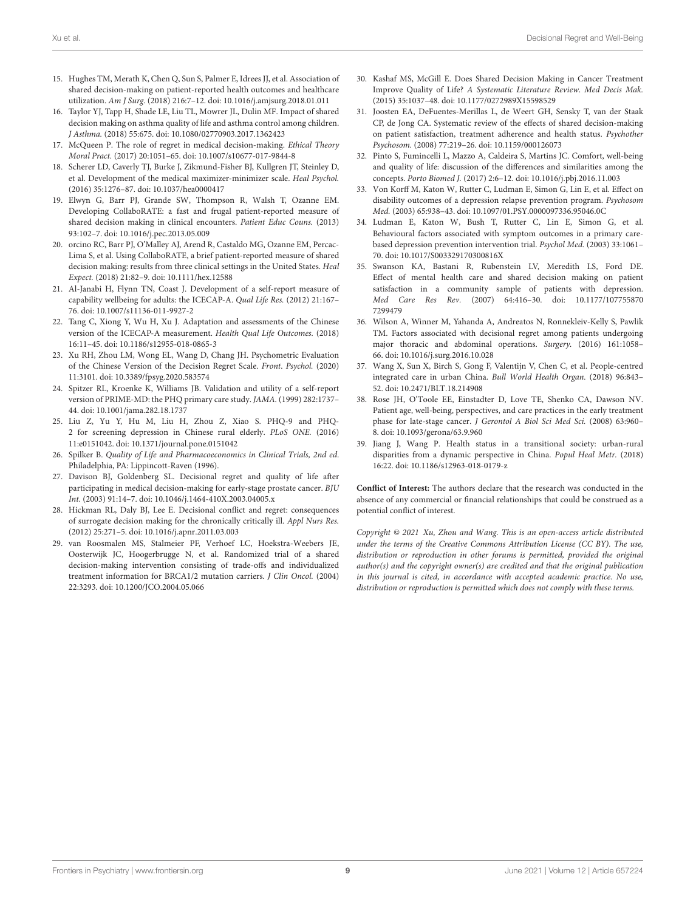15. Hughes TM, Merath K, Chen Q, Sun S, Palmer E, Idrees JJ, et al. Association of shared decision-making on patient-reported health outcomes and healthcare utilization. *Am J Surg.* (2018) 216:7–12. doi: 10.1016/j.amjsurg.2018.01.011
16. Taylor YJ, Tapp H, Shade LE, Liu TL, Mowrer JL, Dulin MF. Impact of shared decision making on asthma quality of life and asthma control among children. *J Asthma.* (2018) 55:675. doi: 10.1080/02770903.2017.1362423
17. McQueen P. The role of regret in medical decision-making. *Ethical Theory Moral Pract.* (2017) 20:1051–65. doi: 10.1007/s10677-017-9844-8
18. Scherer LD, Caverly TJ, Burke J, Zikmund-Fisher BJ, Kullgren JT, Steinley D, et al. Development of the medical maximizer-minimizer scale. *Heal Psychol.* (2016) 35:1276–87. doi: 10.1037/hea0000417
19. Elwyn G, Barr PJ, Grande SW, Thompson R, Walsh T, Ozanne EM. Developing CollaboRATE: a fast and frugal patient-reported measure of shared decision making in clinical encounters. *Patient Educ Couns.* (2013) 93:102–7. doi: 10.1016/j.pec.2013.05.009
20. orcino RC, Barr PJ, O'Malley AJ, Arend R, Castaldo MG, Ozanne EM, Percac-Lima S, et al. Using CollaboRATE, a brief patient-reported measure of shared decision making: results from three clinical settings in the United States. *Heal Expect.* (2018) 21:82–9. doi: 10.1111/hex.12588
21. Al-Janabi H, Flynn TN, Coast J. Development of a self-report measure of capability wellbeing for adults: the ICECAP-A. *Qual Life Res.* (2012) 21:167–76. doi: 10.1007/s11136-011-9927-2
22. Tang C, Xiong Y, Wu H, Xu J. Adaptation and assessments of the Chinese version of the ICECAP-A measurement. *Health Qual Life Outcomes.* (2018) 16:11–45. doi: 10.1186/s12955-018-0865-3
23. Xu RH, Zhou LM, Wong EL, Wang D, Chang JH. Psychometric Evaluation of the Chinese Version of the Decision Regret Scale. *Front. Psychol.* (2020) 11:3101. doi: 10.3389/fpsyg.2020.583574
24. Spitzer RL, Kroenke K, Williams JB. Validation and utility of a self-report version of PRIME-MD: the PHQ primary care study. *JAMA.* (1999) 282:1737–44. doi: 10.1001/jama.282.18.1737
25. Liu Z, Yu Y, Hu M, Liu H, Zhou Z, Xiao S. PHQ-9 and PHQ-2 for screening depression in Chinese rural elderly. *PLoS ONE.* (2016) 11:e0151042. doi: 10.1371/journal.pone.0151042
26. Spilker B. *Quality of Life and Pharmacoeconomics in Clinical Trials, 2nd ed.* Philadelphia, PA: Lippincott-Raven (1996).
27. Davison BJ, Goldenberg SL. Decisional regret and quality of life after participating in medical decision-making for early-stage prostate cancer. *BJU Int.* (2003) 91:14–7. doi: 10.1046/j.1464-410X.2003.04005.x
28. Hickman RL, Daly BJ, Lee E. Decisional conflict and regret: consequences of surrogate decision making for the chronically critically ill. *Appl Nurs Res.* (2012) 25:271–5. doi: 10.1016/j.apnr.2011.03.003
29. van Roosmalen MS, Stalmeier PF, Verhoef LC, Hoekstra-Weebers JE, Oosterwijk JC, Hoogerbrugge N, et al. Randomized trial of a shared decision-making intervention consisting of trade-offs and individualized treatment information for BRCA1/2 mutation carriers. *J Clin Oncol.* (2004) 22:3293. doi: 10.1200/JCO.2004.05.066
30. Kashaf MS, McGill E. Does Shared Decision Making in Cancer Treatment Improve Quality of Life? *A Systematic Literature Review. Med Decis Mak.* (2015) 35:1037–48. doi: 10.1177/0272989X15598529
31. Joosten EA, DeFuentes-Merillas L, de Weert GH, Sensky T, van der Staak CP, de Jong CA. Systematic review of the effects of shared decision-making on patient satisfaction, treatment adherence and health status. *Psychother Psychosom.* (2008) 77:219–26. doi: 10.1159/000126073
32. Pinto S, Fumincelli L, Mazzo A, Caldeira S, Martins JC. Comfort, well-being and quality of life: discussion of the differences and similarities among the concepts. *Porto Biomed J.* (2017) 2:6–12. doi: 10.1016/j.pbj.2016.11.003
33. Von Korff M, Katon W, Rutter C, Ludman E, Simon G, Lin E, et al. Effect on disability outcomes of a depression relapse prevention program. *Psychosom Med.* (2003) 65:938–43. doi: 10.1097/01.PSY.0000097336.95046.0C
34. Ludman E, Katon W, Bush T, Rutter C, Lin E, Simon G, et al. Behavioural factors associated with symptom outcomes in a primary care-based depression prevention intervention trial. *Psychol Med.* (2003) 33:1061–70. doi: 10.1017/S003329170300816X
35. Swanson KA, Bastani R, Rubenstein LV, Meredith LS, Ford DE. Effect of mental health care and shared decision making on patient satisfaction in a community sample of patients with depression. *Med Care Res Rev.* (2007) 64:416–30. doi: 10.1177/1077558707299479
36. Wilson A, Winner M, Yahanda A, Andreatos N, Ronnekleiv-Kelly S, Pawlik TM. Factors associated with decisional regret among patients undergoing major thoracic and abdominal operations. *Surgery.* (2016) 161:1058–66. doi: 10.1016/j.surg.2016.10.028
37. Wang X, Sun X, Birch S, Gong F, Valentijn V, Chen C, et al. People-centred integrated care in urban China. *Bull World Health Organ.* (2018) 96:843–52. doi: 10.2471/BLT.18.214908
38. Rose JH, O'Toole EE, Einstadter D, Love TE, Shenko CA, Dawson NV. Patient age, well-being, perspectives, and care practices in the early treatment phase for late-stage cancer. *J Gerontol A Biol Sci Med Sci.* (2008) 63:960–8. doi: 10.1093/gerona/63.9.960
39. Jiang J, Wang P. Health status in a transitional society: urban-rural disparities from a dynamic perspective in China. *Popul Heal Metr.* (2018) 16:22. doi: 10.1186/s12963-018-0179-z

**Conflict of Interest:** The authors declare that the research was conducted in the absence of any commercial or financial relationships that could be construed as a potential conflict of interest.

*Copyright © 2021 Xu, Zhou and Wang. This is an open-access article distributed under the terms of the Creative Commons Attribution License (CC BY). The use, distribution or reproduction in other forums is permitted, provided the original author(s) and the copyright owner(s) are credited and that the original publication in this journal is cited, in accordance with accepted academic practice. No use, distribution or reproduction is permitted which does not comply with these terms.*